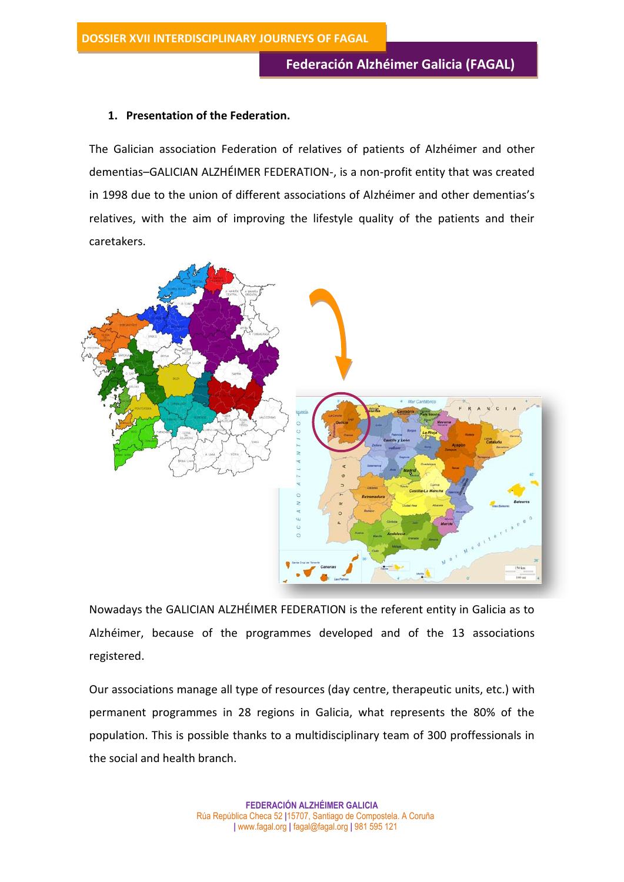## 1. Presentation of the Federation.

The Galician association Federation of relatives of patients of Alzhéimer and other dementias–GALICIAN ALZHÉIMER FEDERATION-, is a non-profit entity that was created in 1998 due to the union of different associations of Alzhéimer and other dementias's relatives, with the aim of improving the lifestyle quality of the patients and their caretakers.

Nowadays the GALICIAN ALZHÉIMER FEDERATION is the referent entity in Galicia as to Alzhéimer, because of the programmes developed and of the 13 associations registered.

Our associations manage all type of resources (day centre, therapeutic units, etc.) with permanent programmes in 28 regions in Galicia, what represents the 80% of the population. This is possible thanks to a multidisciplinary team of 300 proffessionals in the social and health branch.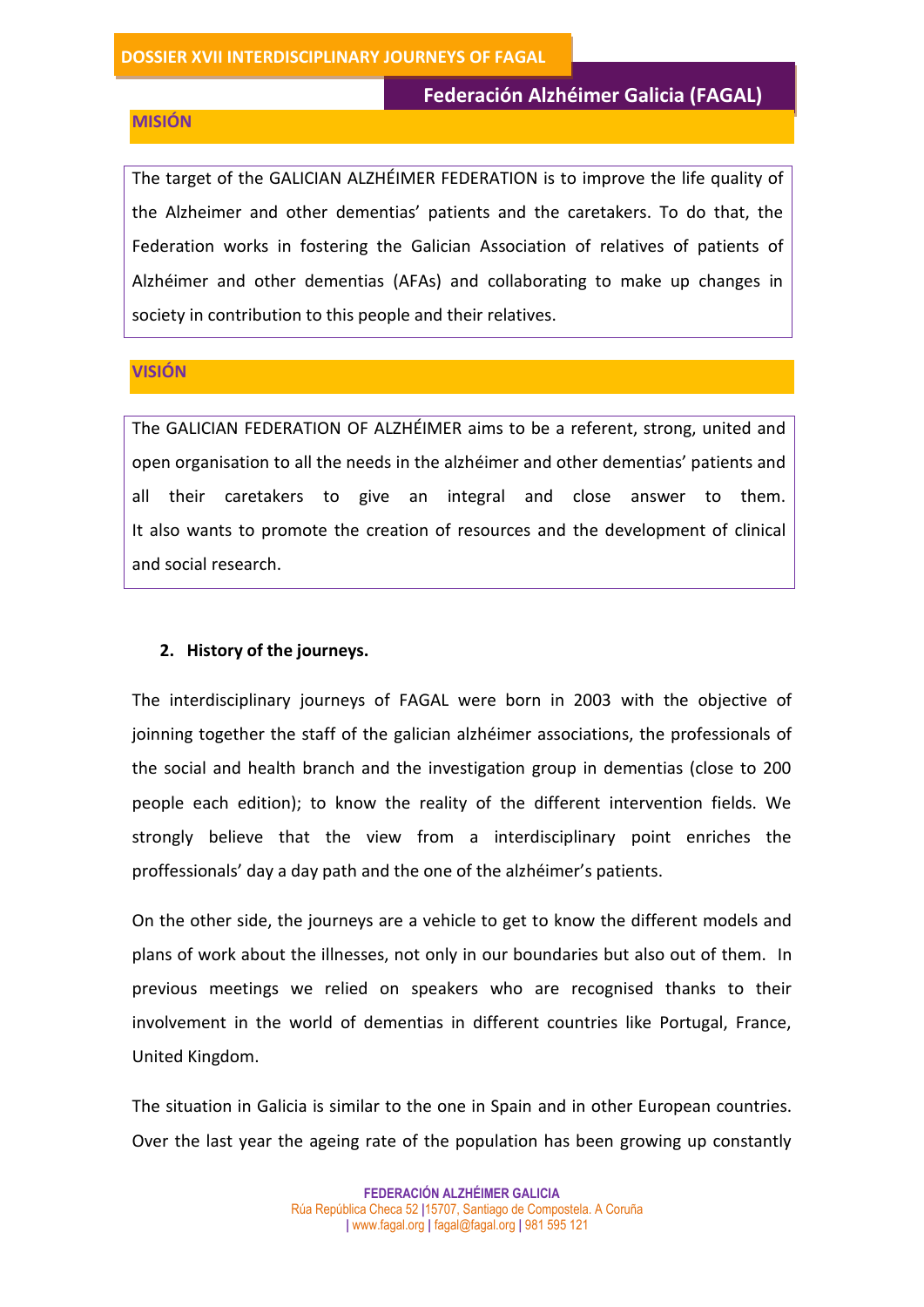## MISIÓN

The target of the GALICIAN ALZHÉIMER FEDERATION is to improve the life quality of the Alzheimer and other dementias' patients and the caretakers. To do that, the Federation works in fostering the Galician Association of relatives of patients of Alzhéimer and other dementias (AFAs) and collaborating to make up changes in society in contribution to this people and their relatives.

## VISIÓN

The GALICIAN FEDERATION OF ALZHÉIMER aims to be a referent, strong, united and open organisation to all the needs in the alzhéimer and other dementias' patients and all their caretakers to give an integral and close answer to them. It also wants to promote the creation of resources and the development of clinical and social research.

2. **History of the journeys.**

The interdisciplinary journeys of FAGAL were born in 2003 with the objective of joinning together the staff of the galician alzhéimer associations, the professionals of the social and health branch and the investigation group in dementias (close to 200 people each edition); to know the reality of the different intervention fields. We strongly believe that the view from a interdisciplinary point enriches the proffessionals' day a day path and the one of the alzhéimer's patients.

On the other side, the journeys are a vehicle to get to know the different models and plans of work about the illnesses, not only in our boundaries but also out of them. In previous meetings we relied on speakers who are recognised thanks to their involvement in the world of dementias in different countries like Portugal, France, United Kingdom.

The situation in Galicia is similar to the one in Spain and in other European countries. Over the last year the ageing rate of the population has been growing up constantly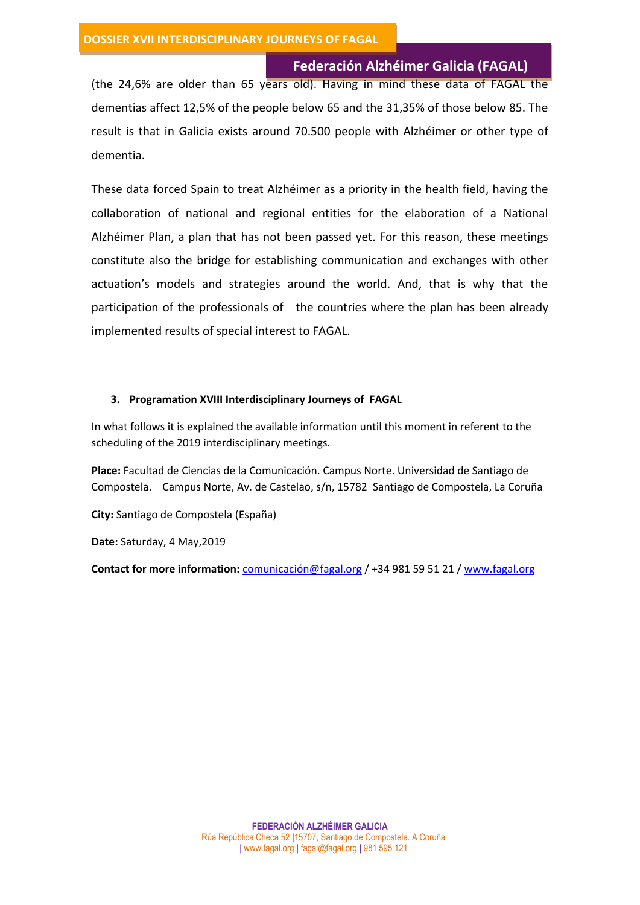(the 24,6% are older than 65 years old). Having in mind these data of FAGAL the dementias affect 12,5% of the people below 65 and the 31,35% of those below 85. The result is that in Galicia exists around 70.500 people with Alzhéimer or other type of dementia.

These data forced Spain to treat Alzhéimer as a priority in the health field, having the collaboration of national and regional entities for the elaboration of a National Alzhéimer Plan, a plan that has not been passed yet. For this reason, these meetings constitute also the bridge for establishing communication and exchanges with other actuation's models and strategies around the world. And, that is why that the participation of the professionals of the countries where the plan has been already implemented results of special interest to FAGAL.

### 3. Programation XVIII Interdisciplinary Journeys of FAGAL

In what follows it is explained the available information until this moment in referent to the scheduling of the 2019 interdisciplinary meetings.

**Place:** Facultad de Ciencias de la Comunicación. Campus Norte. Universidad de Santiago de Compostela. Campus Norte, Av. de Castelao, s/n, 15782 Santiago de Compostela, La Coruña

**City:** Santiago de Compostela (España)

**Date:** Saturday, 4 May,2019

**Contact for more information:** comunicación@fagal.org / +34 981 59 51 21 / www.fagal.org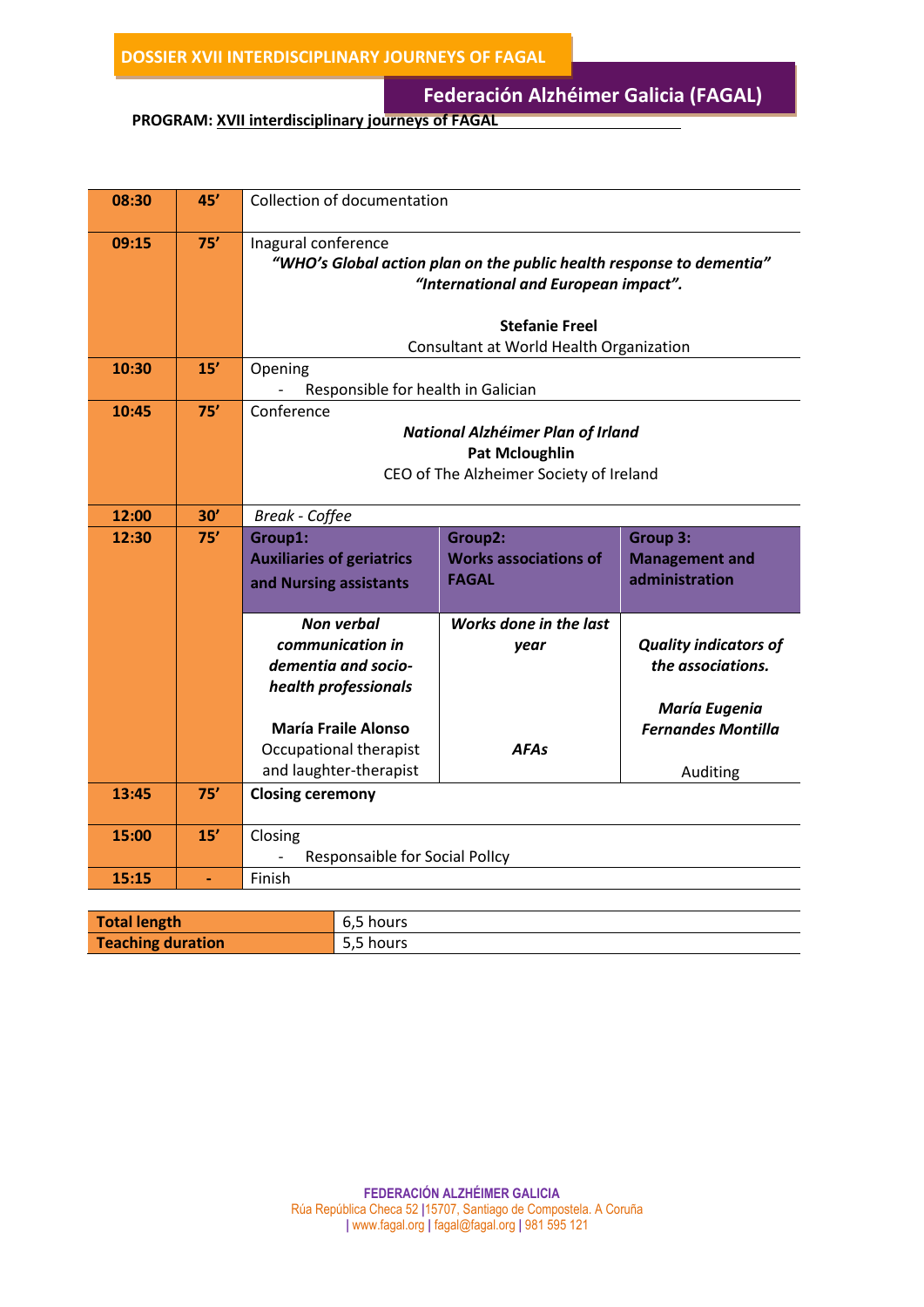**PROGRAM:** XVII interdisciplinary journeys of FAGAL

| | | | | |
|---|---|---|---|---|
| **08:30** | **45'** | Collection of documentation | | |
| **09:15** | **75'** | Inagural conference<br>***"WHO's Global action plan on the public health response to dementia"***<br>***"International and European impact".***<br><br>**Stefanie Freel**<br>Consultant at World Health Organization | | |
| **10:30** | **15'** | Opening<br>- Responsible for health in Galician | | |
| **10:45** | **75'** | Conference<br>***National Alzhéimer Plan of Irland***<br>**Pat Mcloughlin**<br>CEO of The Alzheimer Society of Ireland | | |
| **12:00** | **30'** | *Break - Coffee* | | |
| **12:30** | **75'** | **Group1: Auxiliaries of geriatrics and Nursing assistants** | **Group2: Works associations of FAGAL** | **Group 3: Management and administration** |
| | | ***Non verbal communication in dementia and socio-health professionals***<br><br>**María Fraile Alonso**<br>Occupational therapist and laughter-therapist | ***Works done in the last year***<br><br>***AFAs*** | ***Quality indicators of the associations.***<br><br>***María Eugenia Fernandes Montilla***<br><br>Auditing |
| **13:45** | **75'** | **Closing ceremony** | | |
| **15:00** | **15'** | Closing<br>- Responsaible for Social Pollcy | | |
| **15:15** | **-** | Finish | | |

| | |
|---|---|
| **Total length** | 6,5 hours |
| **Teaching duration** | 5,5 hours |